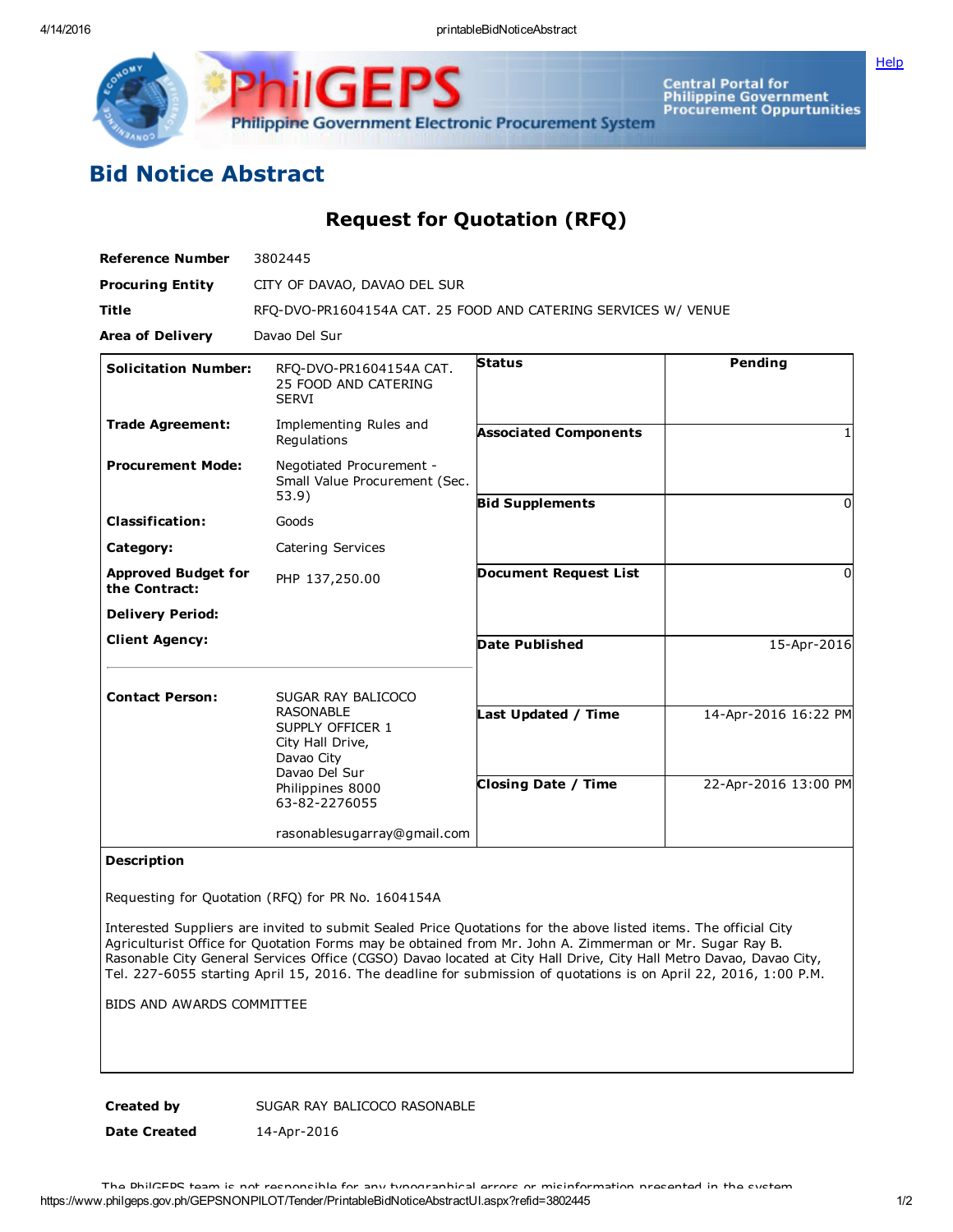# Bid Notice Abstract

## Request for Quotation (RFQ)

| | |
|---|---|
| **Reference Number** | 3802445 |
| **Procuring Entity** | CITY OF DAVAO, DAVAO DEL SUR |
| **Title** | RFQ-DVO-PR1604154A CAT. 25 FOOD AND CATERING SERVICES W/ VENUE |
| **Area of Delivery** | Davao Del Sur |

| | | | |
|---|---|---|---|
| **Solicitation Number:** | RFQ-DVO-PR1604154A CAT. 25 FOOD AND CATERING SERVI | **Status** | **Pending** |
| **Trade Agreement:** | Implementing Rules and Regulations | **Associated Components** | 1 |
| **Procurement Mode:** | Negotiated Procurement - Small Value Procurement (Sec. 53.9) | **Bid Supplements** | 0 |
| **Classification:** | Goods | | |
| **Category:** | Catering Services | | |
| **Approved Budget for the Contract:** | PHP 137,250.00 | **Document Request List** | 0 |
| **Delivery Period:** | | | |
| **Client Agency:** | | **Date Published** | 15-Apr-2016 |
| **Contact Person:** | SUGAR RAY BALICOCO RASONABLE<br>SUPPLY OFFICER 1<br>City Hall Drive,<br>Davao City<br>Davao Del Sur<br>Philippines 8000<br>63-82-2276055<br><br>rasonablesugarray@gmail.com | **Last Updated / Time** | 14-Apr-2016 16:22 PM |
| | | **Closing Date / Time** | 22-Apr-2016 13:00 PM |

**Description**

Requesting for Quotation (RFQ) for PR No. 1604154A

Interested Suppliers are invited to submit Sealed Price Quotations for the above listed items. The official City Agriculturist Office for Quotation Forms may be obtained from Mr. John A. Zimmerman or Mr. Sugar Ray B. Rasonable City General Services Office (CGSO) Davao located at City Hall Drive, City Hall Metro Davao, Davao City, Tel. 227-6055 starting April 15, 2016. The deadline for submission of quotations is on April 22, 2016, 1:00 P.M.

BIDS AND AWARDS COMMITTEE

| | |
|---|---|
| **Created by** | SUGAR RAY BALICOCO RASONABLE |
| **Date Created** | 14-Apr-2016 |

The PhilGEPS team is not responsible for any typographical errors or misinformation presented in the system.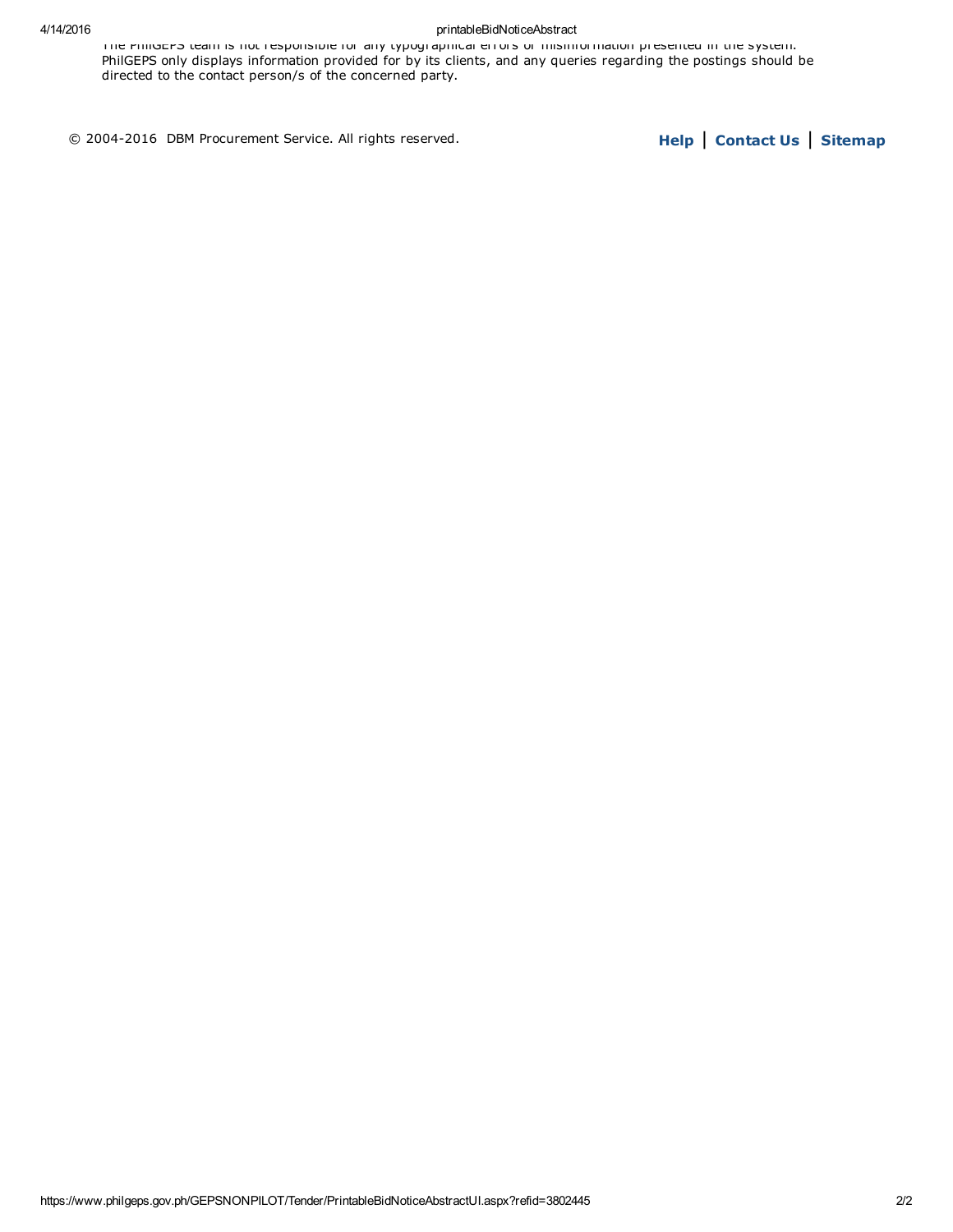The PhilGEPS team is not responsible for any typographical errors or misinformation presented in the system. PhilGEPS only displays information provided for by its clients, and any queries regarding the postings should be directed to the contact person/s of the concerned party.

© 2004-2016 DBM Procurement Service. All rights reserved.

**Help** | **Contact Us** | **Sitemap**